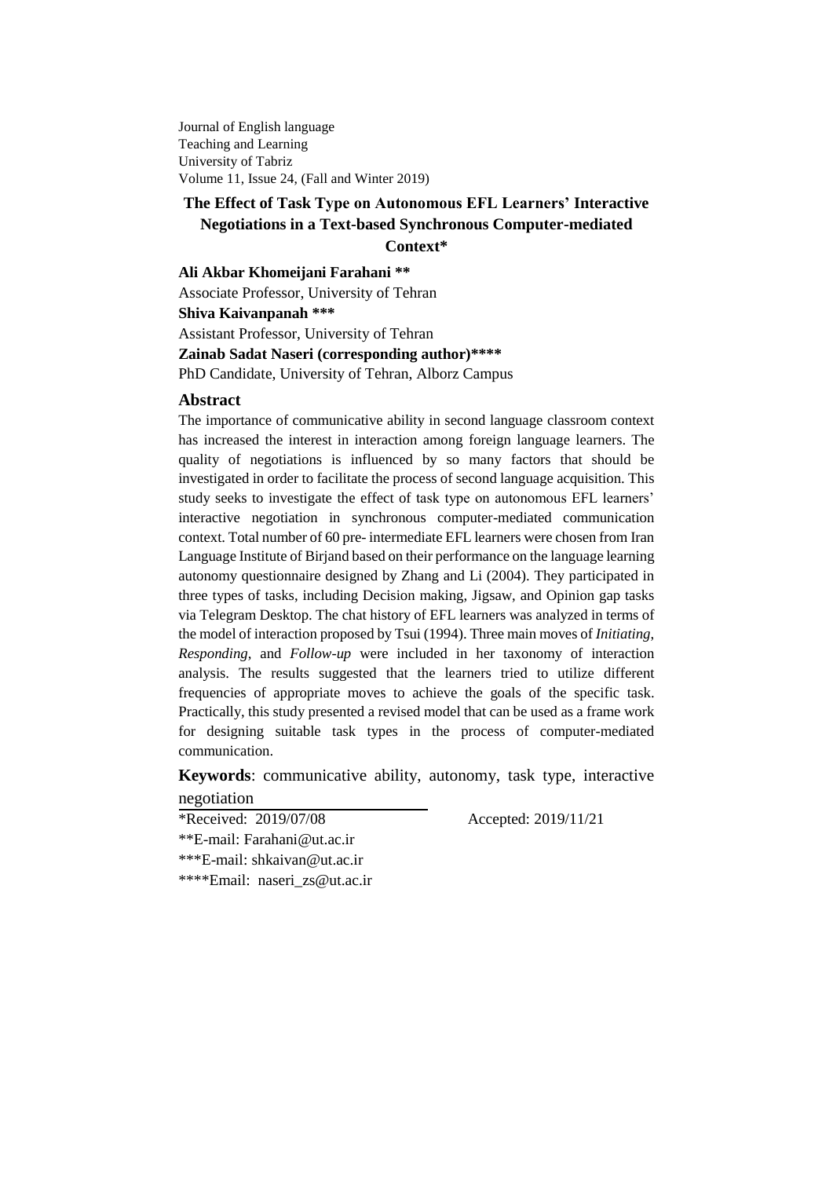Journal of English language
Teaching and Learning
University of Tabriz
Volume 11, Issue 24, (Fall and Winter 2019)

# The Effect of Task Type on Autonomous EFL Learners' Interactive Negotiations in a Text-based Synchronous Computer-mediated Context*

**Ali Akbar Khomeijani Farahani \*\***
Associate Professor, University of Tehran
**Shiva Kaivanpanah \*\*\***
Assistant Professor, University of Tehran
**Zainab Sadat Naseri (corresponding author)\*\*\*\***
PhD Candidate, University of Tehran, Alborz Campus

## Abstract

The importance of communicative ability in second language classroom context has increased the interest in interaction among foreign language learners. The quality of negotiations is influenced by so many factors that should be investigated in order to facilitate the process of second language acquisition. This study seeks to investigate the effect of task type on autonomous EFL learners' interactive negotiation in synchronous computer-mediated communication context. Total number of 60 pre- intermediate EFL learners were chosen from Iran Language Institute of Birjand based on their performance on the language learning autonomy questionnaire designed by Zhang and Li (2004). They participated in three types of tasks, including Decision making, Jigsaw, and Opinion gap tasks via Telegram Desktop. The chat history of EFL learners was analyzed in terms of the model of interaction proposed by Tsui (1994). Three main moves of *Initiating*, *Responding*, and *Follow-up* were included in her taxonomy of interaction analysis. The results suggested that the learners tried to utilize different frequencies of appropriate moves to achieve the goals of the specific task. Practically, this study presented a revised model that can be used as a frame work for designing suitable task types in the process of computer-mediated communication.

**Keywords**: communicative ability, autonomy, task type, interactive negotiation

*Received: 2019/07/08 Accepted: 2019/11/21
**E-mail: Farahani@ut.ac.ir
***E-mail: shkaivan@ut.ac.ir
****Email: naseri_zs@ut.ac.ir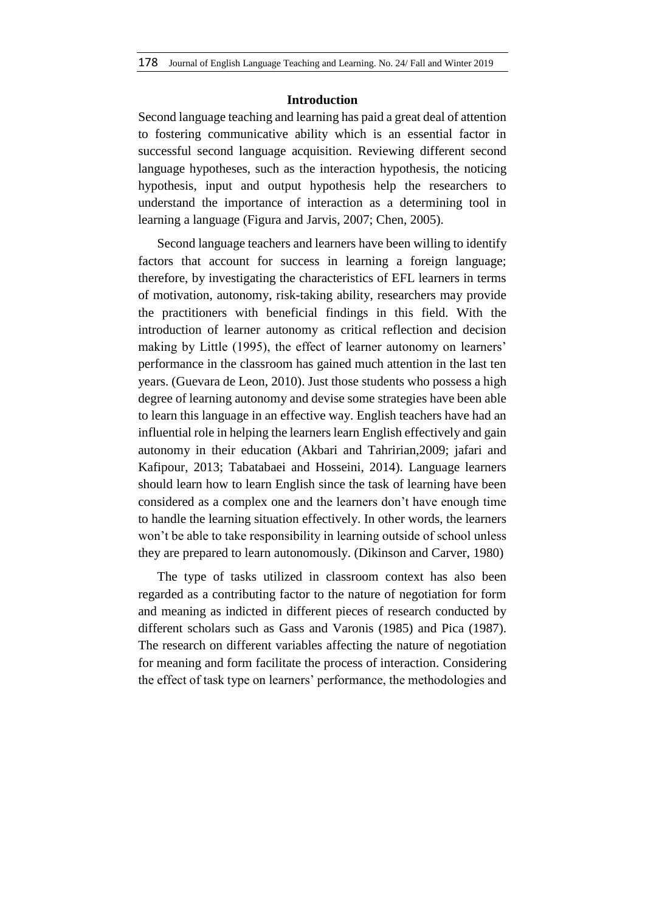## Introduction

Second language teaching and learning has paid a great deal of attention to fostering communicative ability which is an essential factor in successful second language acquisition. Reviewing different second language hypotheses, such as the interaction hypothesis, the noticing hypothesis, input and output hypothesis help the researchers to understand the importance of interaction as a determining tool in learning a language (Figura and Jarvis, 2007; Chen, 2005).

Second language teachers and learners have been willing to identify factors that account for success in learning a foreign language; therefore, by investigating the characteristics of EFL learners in terms of motivation, autonomy, risk-taking ability, researchers may provide the practitioners with beneficial findings in this field. With the introduction of learner autonomy as critical reflection and decision making by Little (1995), the effect of learner autonomy on learners' performance in the classroom has gained much attention in the last ten years. (Guevara de Leon, 2010). Just those students who possess a high degree of learning autonomy and devise some strategies have been able to learn this language in an effective way. English teachers have had an influential role in helping the learners learn English effectively and gain autonomy in their education (Akbari and Tahririan,2009; jafari and Kafipour, 2013; Tabatabaei and Hosseini, 2014). Language learners should learn how to learn English since the task of learning have been considered as a complex one and the learners don't have enough time to handle the learning situation effectively. In other words, the learners won't be able to take responsibility in learning outside of school unless they are prepared to learn autonomously. (Dikinson and Carver, 1980)

The type of tasks utilized in classroom context has also been regarded as a contributing factor to the nature of negotiation for form and meaning as indicted in different pieces of research conducted by different scholars such as Gass and Varonis (1985) and Pica (1987). The research on different variables affecting the nature of negotiation for meaning and form facilitate the process of interaction. Considering the effect of task type on learners' performance, the methodologies and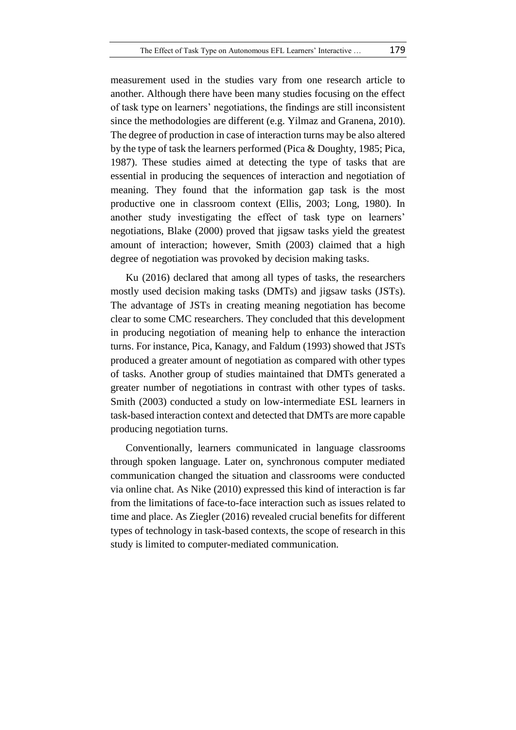measurement used in the studies vary from one research article to another. Although there have been many studies focusing on the effect of task type on learners' negotiations, the findings are still inconsistent since the methodologies are different (e.g. Yilmaz and Granena, 2010). The degree of production in case of interaction turns may be also altered by the type of task the learners performed (Pica & Doughty, 1985; Pica, 1987). These studies aimed at detecting the type of tasks that are essential in producing the sequences of interaction and negotiation of meaning. They found that the information gap task is the most productive one in classroom context (Ellis, 2003; Long, 1980). In another study investigating the effect of task type on learners' negotiations, Blake (2000) proved that jigsaw tasks yield the greatest amount of interaction; however, Smith (2003) claimed that a high degree of negotiation was provoked by decision making tasks.

Ku (2016) declared that among all types of tasks, the researchers mostly used decision making tasks (DMTs) and jigsaw tasks (JSTs). The advantage of JSTs in creating meaning negotiation has become clear to some CMC researchers. They concluded that this development in producing negotiation of meaning help to enhance the interaction turns. For instance, Pica, Kanagy, and Faldum (1993) showed that JSTs produced a greater amount of negotiation as compared with other types of tasks. Another group of studies maintained that DMTs generated a greater number of negotiations in contrast with other types of tasks. Smith (2003) conducted a study on low-intermediate ESL learners in task-based interaction context and detected that DMTs are more capable producing negotiation turns.

Conventionally, learners communicated in language classrooms through spoken language. Later on, synchronous computer mediated communication changed the situation and classrooms were conducted via online chat. As Nike (2010) expressed this kind of interaction is far from the limitations of face-to-face interaction such as issues related to time and place. As Ziegler (2016) revealed crucial benefits for different types of technology in task-based contexts, the scope of research in this study is limited to computer-mediated communication.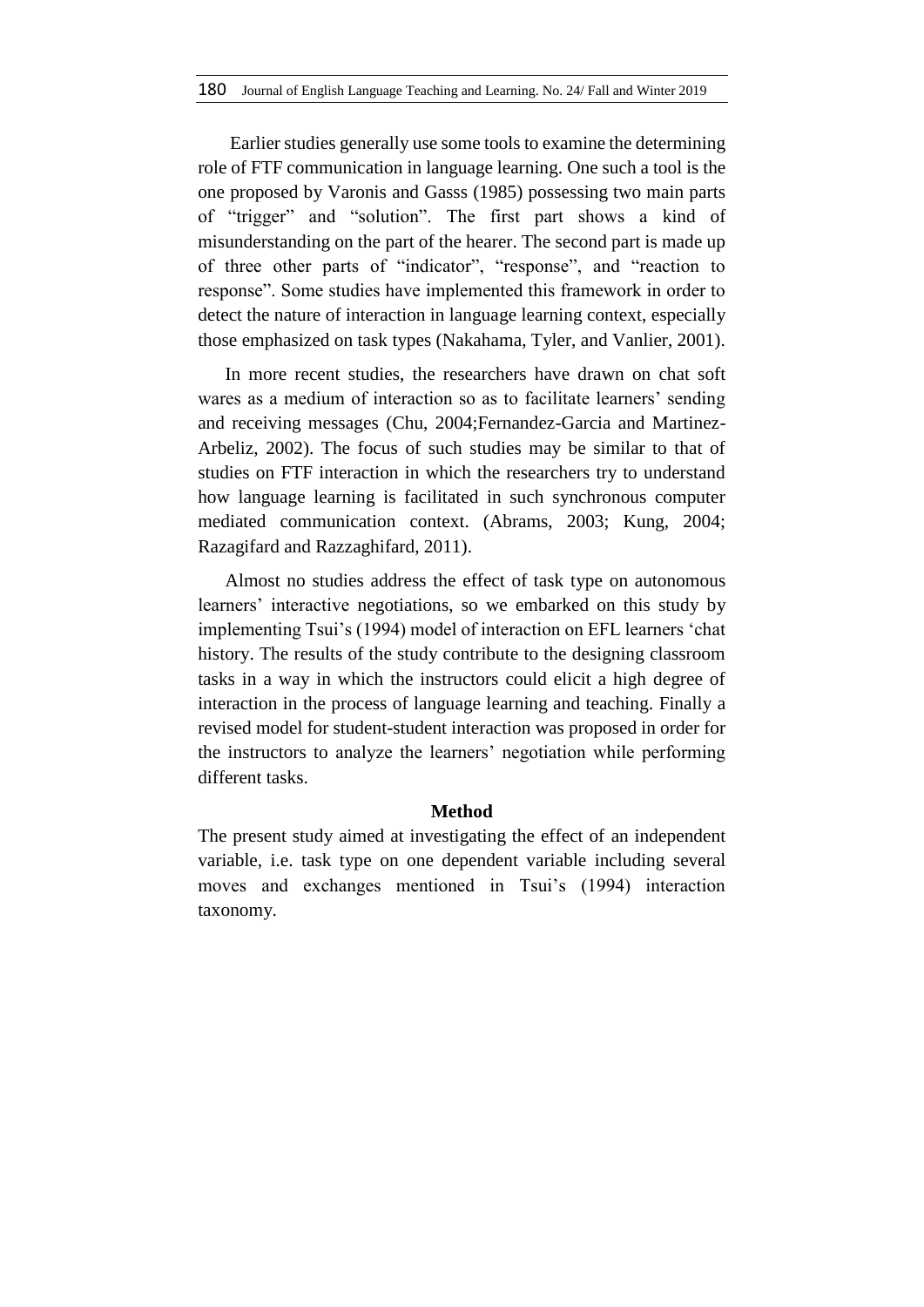Earlier studies generally use some tools to examine the determining role of FTF communication in language learning. One such a tool is the one proposed by Varonis and Gasss (1985) possessing two main parts of "trigger" and "solution". The first part shows a kind of misunderstanding on the part of the hearer. The second part is made up of three other parts of "indicator", "response", and "reaction to response". Some studies have implemented this framework in order to detect the nature of interaction in language learning context, especially those emphasized on task types (Nakahama, Tyler, and Vanlier, 2001).

In more recent studies, the researchers have drawn on chat soft wares as a medium of interaction so as to facilitate learners' sending and receiving messages (Chu, 2004;Fernandez-Garcia and Martinez-Arbeliz, 2002). The focus of such studies may be similar to that of studies on FTF interaction in which the researchers try to understand how language learning is facilitated in such synchronous computer mediated communication context. (Abrams, 2003; Kung, 2004; Razagifard and Razzaghifard, 2011).

Almost no studies address the effect of task type on autonomous learners' interactive negotiations, so we embarked on this study by implementing Tsui's (1994) model of interaction on EFL learners 'chat history. The results of the study contribute to the designing classroom tasks in a way in which the instructors could elicit a high degree of interaction in the process of language learning and teaching. Finally a revised model for student-student interaction was proposed in order for the instructors to analyze the learners' negotiation while performing different tasks.

## Method

The present study aimed at investigating the effect of an independent variable, i.e. task type on one dependent variable including several moves and exchanges mentioned in Tsui's (1994) interaction taxonomy.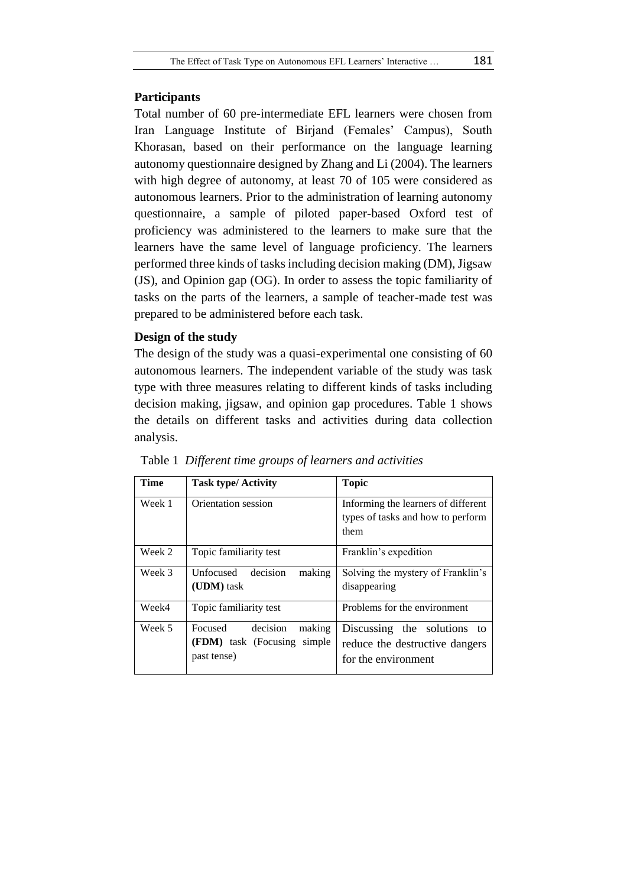## Participants

Total number of 60 pre-intermediate EFL learners were chosen from Iran Language Institute of Birjand (Females' Campus), South Khorasan, based on their performance on the language learning autonomy questionnaire designed by Zhang and Li (2004). The learners with high degree of autonomy, at least 70 of 105 were considered as autonomous learners. Prior to the administration of learning autonomy questionnaire, a sample of piloted paper-based Oxford test of proficiency was administered to the learners to make sure that the learners have the same level of language proficiency. The learners performed three kinds of tasks including decision making (DM), Jigsaw (JS), and Opinion gap (OG). In order to assess the topic familiarity of tasks on the parts of the learners, a sample of teacher-made test was prepared to be administered before each task.

## Design of the study

The design of the study was a quasi-experimental one consisting of 60 autonomous learners. The independent variable of the study was task type with three measures relating to different kinds of tasks including decision making, jigsaw, and opinion gap procedures. Table 1 shows the details on different tasks and activities during data collection analysis.

Table 1 *Different time groups of learners and activities*

| Time | Task type/ Activity | Topic |
|---|---|---|
| Week 1 | Orientation session | Informing the learners of different types of tasks and how to perform them |
| Week 2 | Topic familiarity test | Franklin's expedition |
| Week 3 | Unfocused decision making **(UDM)** task | Solving the mystery of Franklin's disappearing |
| Week4 | Topic familiarity test | Problems for the environment |
| Week 5 | Focused decision making **(FDM)** task (Focusing simple past tense) | Discussing the solutions to reduce the destructive dangers for the environment |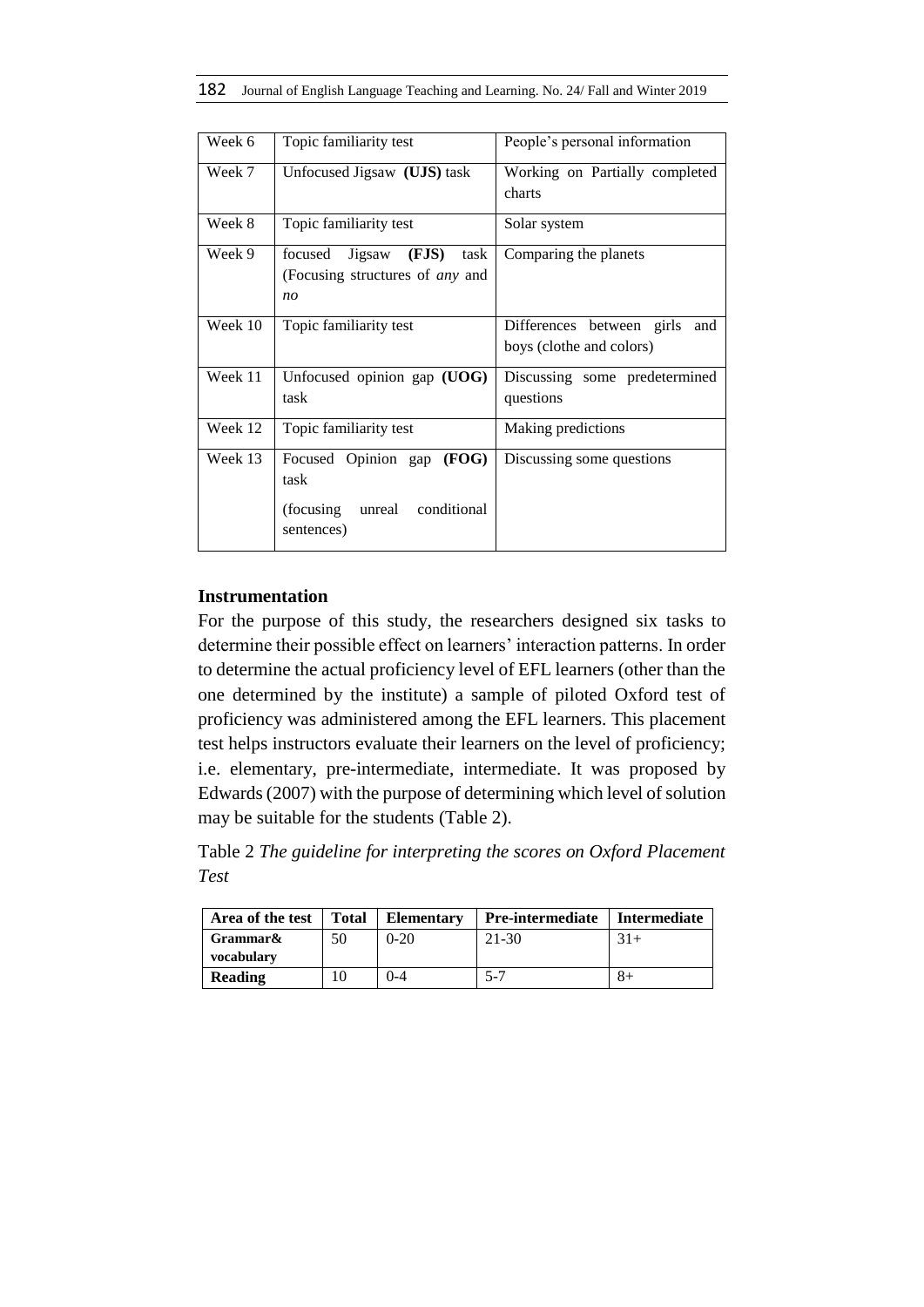| | | |
|---|---|---|
| Week 6 | Topic familiarity test | People's personal information |
| Week 7 | Unfocused Jigsaw **(UJS)** task | Working on Partially completed charts |
| Week 8 | Topic familiarity test | Solar system |
| Week 9 | focused Jigsaw **(FJS)** task (Focusing structures of *any* and *no* | Comparing the planets |
| Week 10 | Topic familiarity test | Differences between girls and boys (clothe and colors) |
| Week 11 | Unfocused opinion gap **(UOG)** task | Discussing some predetermined questions |
| Week 12 | Topic familiarity test | Making predictions |
| Week 13 | Focused Opinion gap **(FOG)** task (focusing unreal conditional sentences) | Discussing some questions |

### Instrumentation

For the purpose of this study, the researchers designed six tasks to determine their possible effect on learners' interaction patterns. In order to determine the actual proficiency level of EFL learners (other than the one determined by the institute) a sample of piloted Oxford test of proficiency was administered among the EFL learners. This placement test helps instructors evaluate their learners on the level of proficiency; i.e. elementary, pre-intermediate, intermediate. It was proposed by Edwards (2007) with the purpose of determining which level of solution may be suitable for the students (Table 2).

Table 2 *The guideline for interpreting the scores on Oxford Placement Test*

| Area of the test | Total | Elementary | Pre-intermediate | Intermediate |
|---|---|---|---|---|
| **Grammar& vocabulary** | 50 | 0-20 | 21-30 | 31+ |
| **Reading** | 10 | 0-4 | 5-7 | 8+ |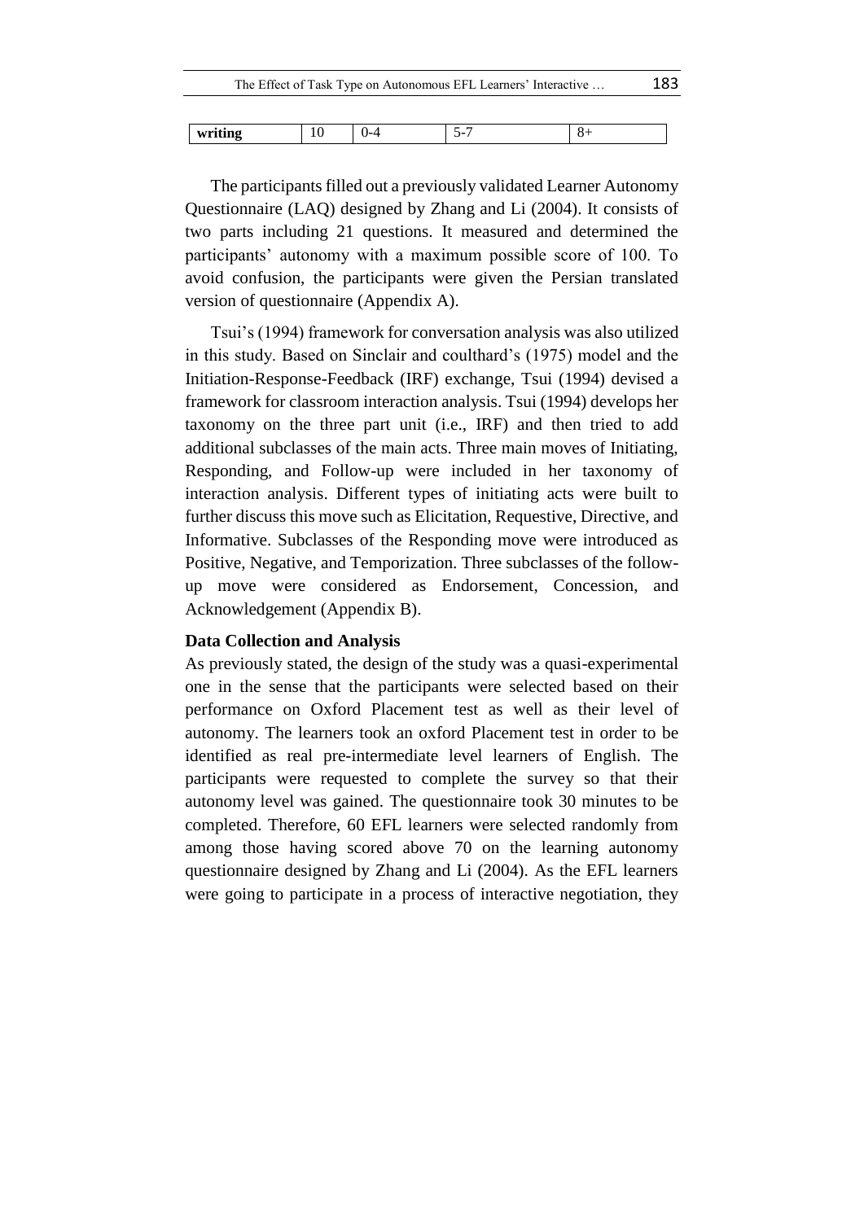| | | | | |
|---|---|---|---|---|
| **writing** | 10 | 0-4 | 5-7 | 8+ |

The participants filled out a previously validated Learner Autonomy Questionnaire (LAQ) designed by Zhang and Li (2004). It consists of two parts including 21 questions. It measured and determined the participants' autonomy with a maximum possible score of 100. To avoid confusion, the participants were given the Persian translated version of questionnaire (Appendix A).

Tsui's (1994) framework for conversation analysis was also utilized in this study. Based on Sinclair and coulthard's (1975) model and the Initiation-Response-Feedback (IRF) exchange, Tsui (1994) devised a framework for classroom interaction analysis. Tsui (1994) develops her taxonomy on the three part unit (i.e., IRF) and then tried to add additional subclasses of the main acts. Three main moves of Initiating, Responding, and Follow-up were included in her taxonomy of interaction analysis. Different types of initiating acts were built to further discuss this move such as Elicitation, Requestive, Directive, and Informative. Subclasses of the Responding move were introduced as Positive, Negative, and Temporization. Three subclasses of the follow-up move were considered as Endorsement, Concession, and Acknowledgement (Appendix B).

**Data Collection and Analysis**

As previously stated, the design of the study was a quasi-experimental one in the sense that the participants were selected based on their performance on Oxford Placement test as well as their level of autonomy. The learners took an oxford Placement test in order to be identified as real pre-intermediate level learners of English. The participants were requested to complete the survey so that their autonomy level was gained. The questionnaire took 30 minutes to be completed. Therefore, 60 EFL learners were selected randomly from among those having scored above 70 on the learning autonomy questionnaire designed by Zhang and Li (2004). As the EFL learners were going to participate in a process of interactive negotiation, they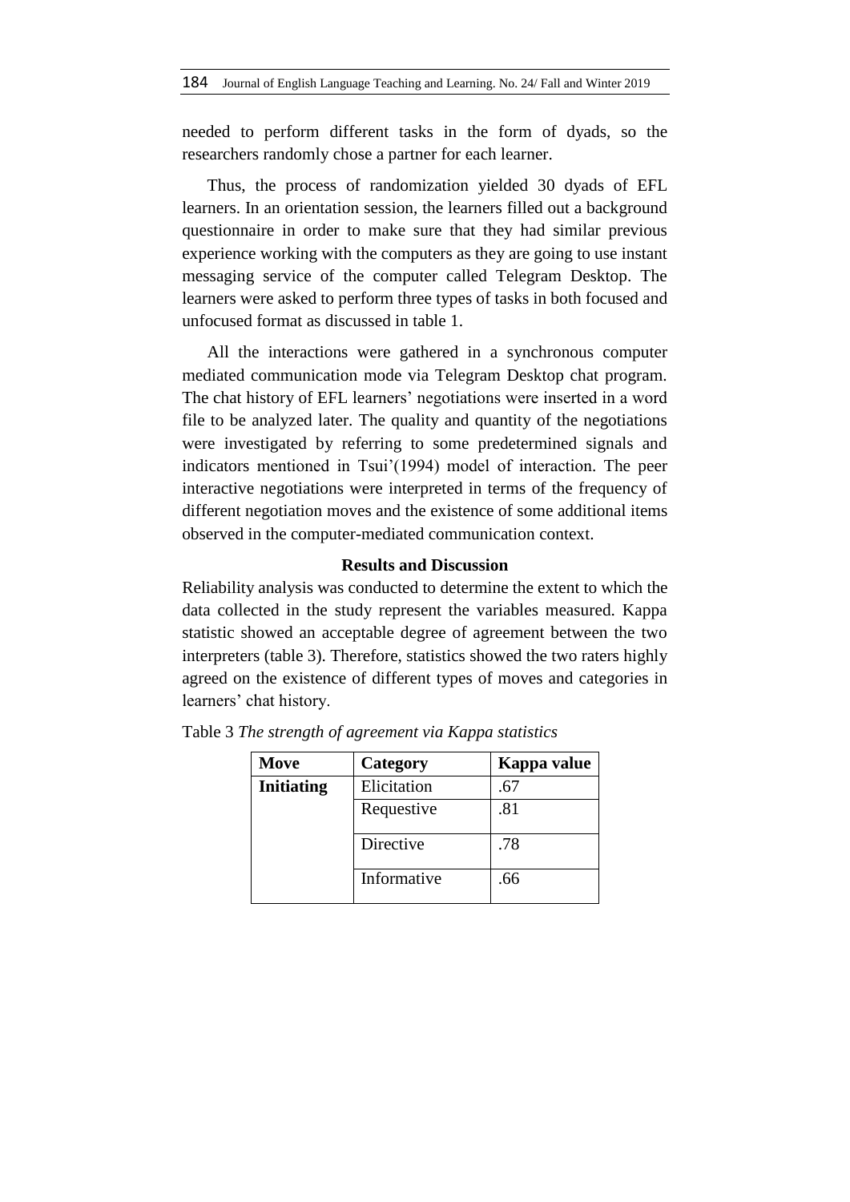needed to perform different tasks in the form of dyads, so the researchers randomly chose a partner for each learner.

Thus, the process of randomization yielded 30 dyads of EFL learners. In an orientation session, the learners filled out a background questionnaire in order to make sure that they had similar previous experience working with the computers as they are going to use instant messaging service of the computer called Telegram Desktop. The learners were asked to perform three types of tasks in both focused and unfocused format as discussed in table 1.

All the interactions were gathered in a synchronous computer mediated communication mode via Telegram Desktop chat program. The chat history of EFL learners' negotiations were inserted in a word file to be analyzed later. The quality and quantity of the negotiations were investigated by referring to some predetermined signals and indicators mentioned in Tsui'(1994) model of interaction. The peer interactive negotiations were interpreted in terms of the frequency of different negotiation moves and the existence of some additional items observed in the computer-mediated communication context.

## Results and Discussion

Reliability analysis was conducted to determine the extent to which the data collected in the study represent the variables measured. Kappa statistic showed an acceptable degree of agreement between the two interpreters (table 3). Therefore, statistics showed the two raters highly agreed on the existence of different types of moves and categories in learners' chat history.

Table 3 *The strength of agreement via Kappa statistics*

| Move | Category | Kappa value |
|---|---|---|
| **Initiating** | Elicitation | .67 |
| | Requestive | .81 |
| | Directive | .78 |
| | Informative | .66 |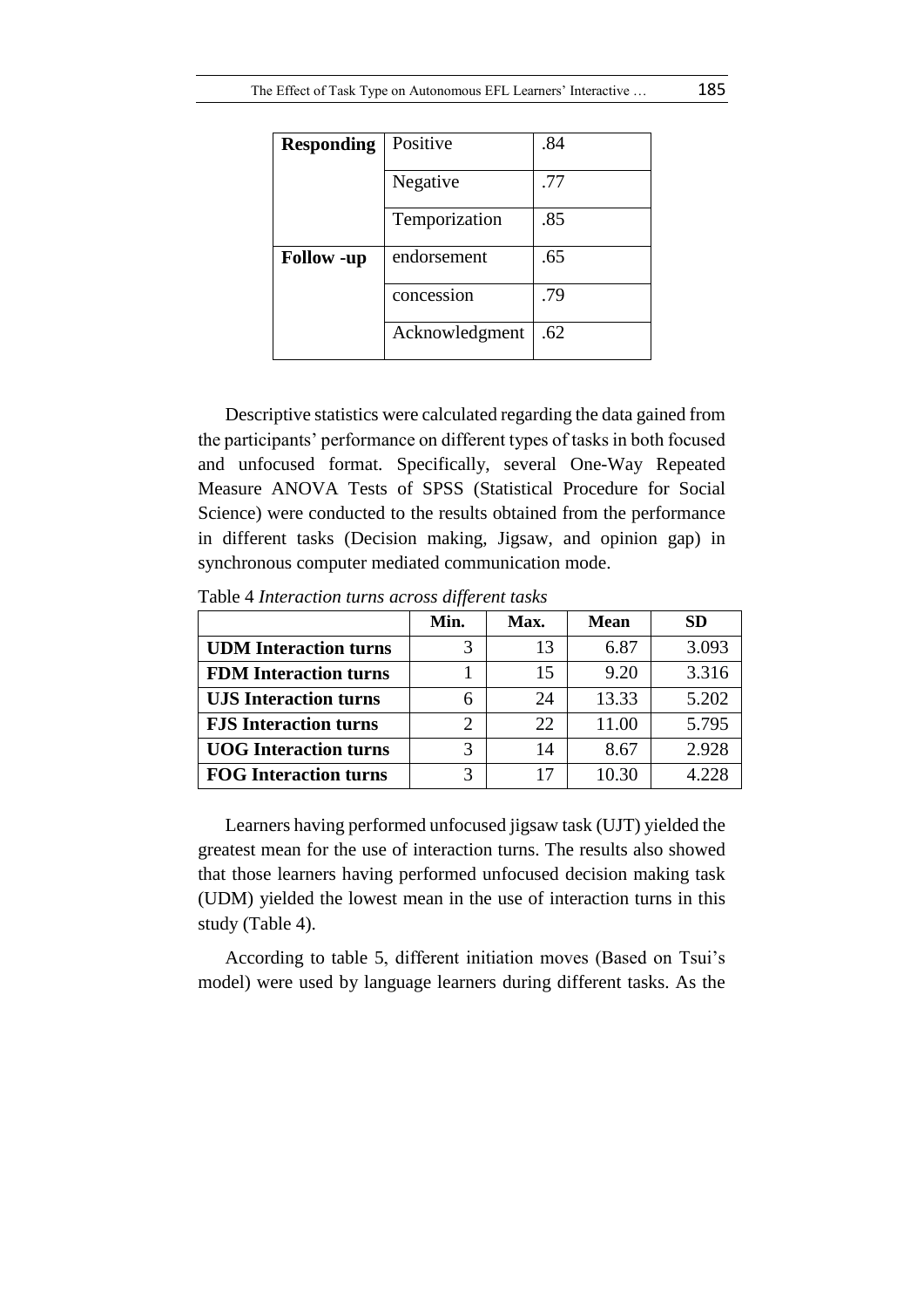| | | |
|---|---|---|
| **Responding** | Positive | .84 |
| | Negative | .77 |
| | Temporization | .85 |
| **Follow -up** | endorsement | .65 |
| | concession | .79 |
| | Acknowledgment | .62 |

Descriptive statistics were calculated regarding the data gained from the participants' performance on different types of tasks in both focused and unfocused format. Specifically, several One-Way Repeated Measure ANOVA Tests of SPSS (Statistical Procedure for Social Science) were conducted to the results obtained from the performance in different tasks (Decision making, Jigsaw, and opinion gap) in synchronous computer mediated communication mode.

Table 4 *Interaction turns across different tasks*

| | Min. | Max. | Mean | SD |
|---|---|---|---|---|
| **UDM Interaction turns** | 3 | 13 | 6.87 | 3.093 |
| **FDM Interaction turns** | 1 | 15 | 9.20 | 3.316 |
| **UJS Interaction turns** | 6 | 24 | 13.33 | 5.202 |
| **FJS Interaction turns** | 2 | 22 | 11.00 | 5.795 |
| **UOG Interaction turns** | 3 | 14 | 8.67 | 2.928 |
| **FOG Interaction turns** | 3 | 17 | 10.30 | 4.228 |

Learners having performed unfocused jigsaw task (UJT) yielded the greatest mean for the use of interaction turns. The results also showed that those learners having performed unfocused decision making task (UDM) yielded the lowest mean in the use of interaction turns in this study (Table 4).

According to table 5, different initiation moves (Based on Tsui's model) were used by language learners during different tasks. As the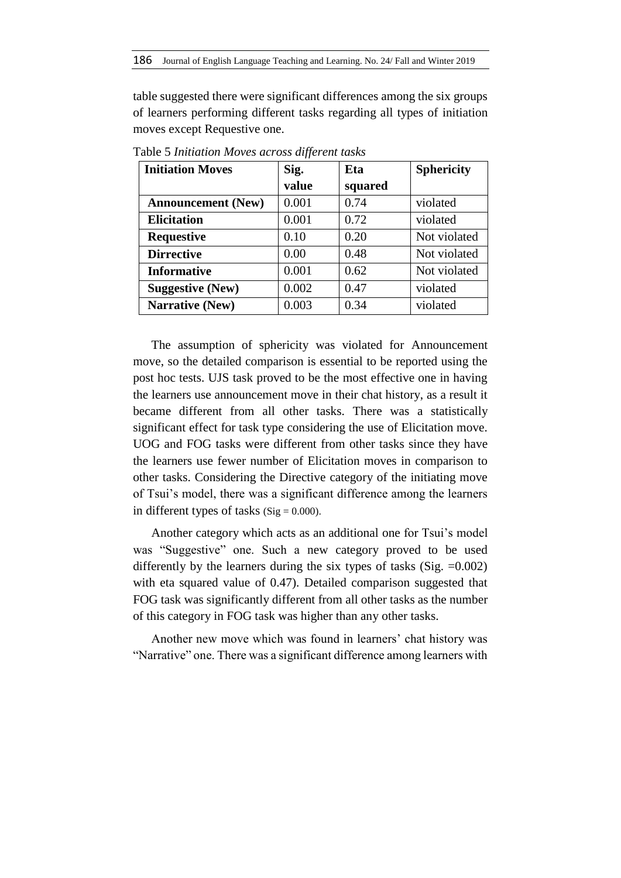table suggested there were significant differences among the six groups of learners performing different tasks regarding all types of initiation moves except Requestive one.

Table 5 *Initiation Moves across different tasks*

| Initiation Moves | Sig. value | Eta squared | Sphericity |
|---|---|---|---|
| **Announcement (New)** | 0.001 | 0.74 | violated |
| **Elicitation** | 0.001 | 0.72 | violated |
| **Requestive** | 0.10 | 0.20 | Not violated |
| **Dirrective** | 0.00 | 0.48 | Not violated |
| **Informative** | 0.001 | 0.62 | Not violated |
| **Suggestive (New)** | 0.002 | 0.47 | violated |
| **Narrative (New)** | 0.003 | 0.34 | violated |

The assumption of sphericity was violated for Announcement move, so the detailed comparison is essential to be reported using the post hoc tests. UJS task proved to be the most effective one in having the learners use announcement move in their chat history, as a result it became different from all other tasks. There was a statistically significant effect for task type considering the use of Elicitation move. UOG and FOG tasks were different from other tasks since they have the learners use fewer number of Elicitation moves in comparison to other tasks. Considering the Directive category of the initiating move of Tsui's model, there was a significant difference among the learners in different types of tasks (Sig = 0.000).

Another category which acts as an additional one for Tsui's model was "Suggestive" one. Such a new category proved to be used differently by the learners during the six types of tasks (Sig. =0.002) with eta squared value of 0.47). Detailed comparison suggested that FOG task was significantly different from all other tasks as the number of this category in FOG task was higher than any other tasks.

Another new move which was found in learners' chat history was "Narrative" one. There was a significant difference among learners with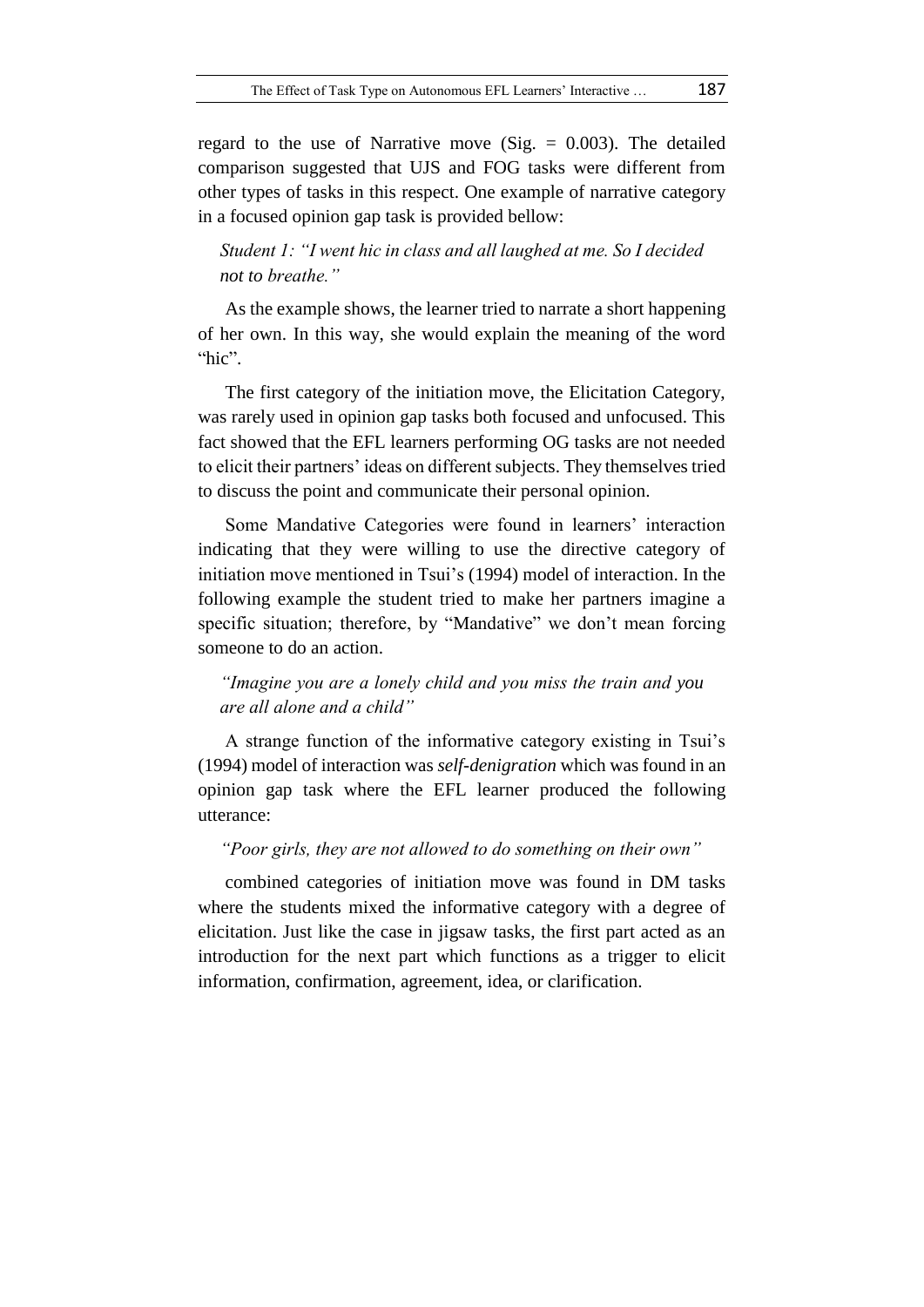regard to the use of Narrative move (Sig. = 0.003). The detailed comparison suggested that UJS and FOG tasks were different from other types of tasks in this respect. One example of narrative category in a focused opinion gap task is provided bellow:

*Student 1: "I went hic in class and all laughed at me. So I decided not to breathe."*

As the example shows, the learner tried to narrate a short happening of her own. In this way, she would explain the meaning of the word "hic".

The first category of the initiation move, the Elicitation Category, was rarely used in opinion gap tasks both focused and unfocused. This fact showed that the EFL learners performing OG tasks are not needed to elicit their partners' ideas on different subjects. They themselves tried to discuss the point and communicate their personal opinion.

Some Mandative Categories were found in learners' interaction indicating that they were willing to use the directive category of initiation move mentioned in Tsui's (1994) model of interaction. In the following example the student tried to make her partners imagine a specific situation; therefore, by "Mandative" we don't mean forcing someone to do an action.

*"Imagine you are a lonely child and you miss the train and you are all alone and a child"*

A strange function of the informative category existing in Tsui's (1994) model of interaction was *self-denigration* which was found in an opinion gap task where the EFL learner produced the following utterance:

*"Poor girls, they are not allowed to do something on their own"*

combined categories of initiation move was found in DM tasks where the students mixed the informative category with a degree of elicitation. Just like the case in jigsaw tasks, the first part acted as an introduction for the next part which functions as a trigger to elicit information, confirmation, agreement, idea, or clarification.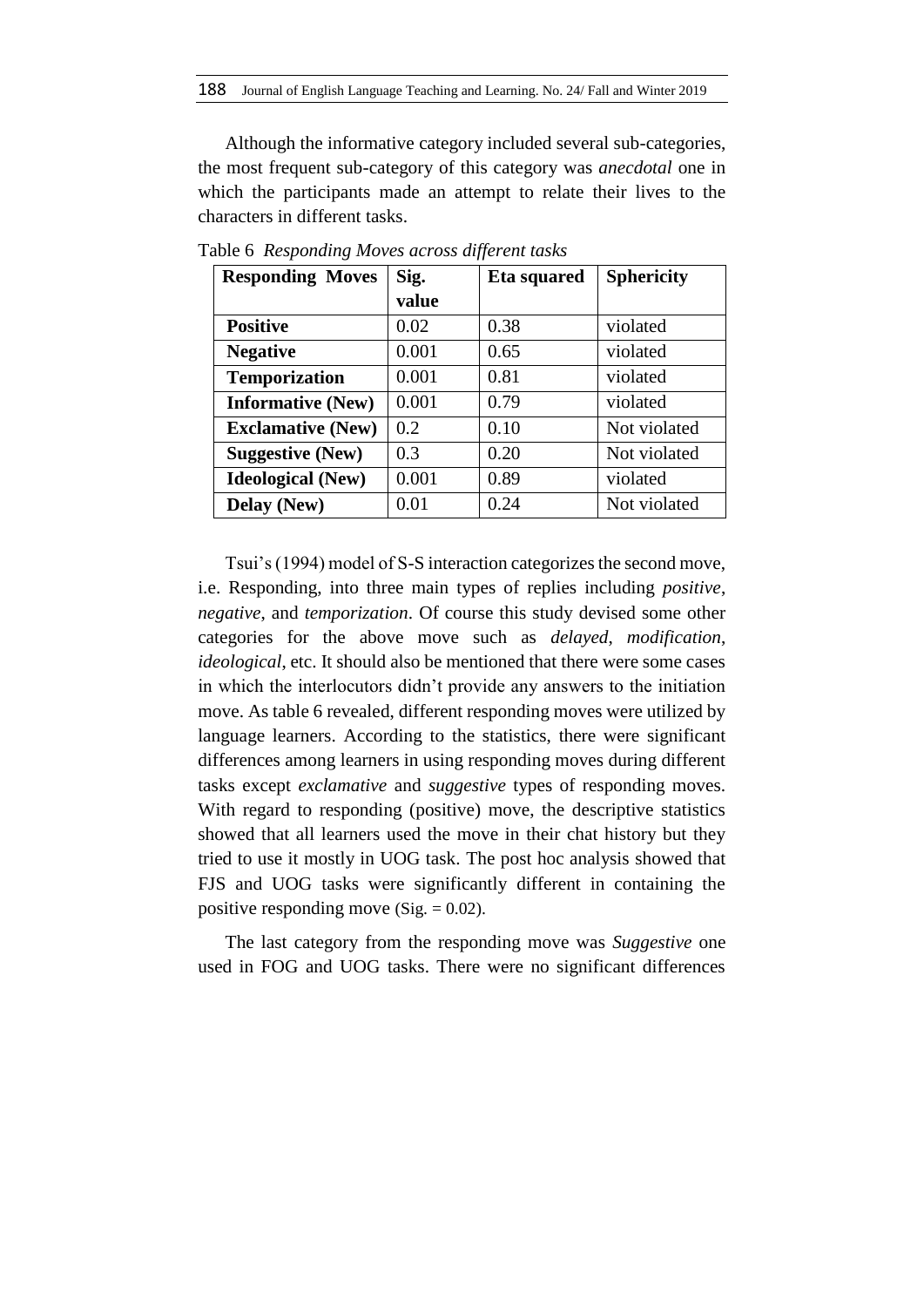Although the informative category included several sub-categories, the most frequent sub-category of this category was *anecdotal* one in which the participants made an attempt to relate their lives to the characters in different tasks.

Table 6 *Responding Moves across different tasks*

| Responding Moves | Sig. value | Eta squared | Sphericity |
|---|---|---|---|
| **Positive** | 0.02 | 0.38 | violated |
| **Negative** | 0.001 | 0.65 | violated |
| **Temporization** | 0.001 | 0.81 | violated |
| **Informative (New)** | 0.001 | 0.79 | violated |
| **Exclamative (New)** | 0.2 | 0.10 | Not violated |
| **Suggestive (New)** | 0.3 | 0.20 | Not violated |
| **Ideological (New)** | 0.001 | 0.89 | violated |
| **Delay (New)** | 0.01 | 0.24 | Not violated |

Tsui's (1994) model of S-S interaction categorizes the second move, i.e. Responding, into three main types of replies including *positive*, *negative*, and *temporization*. Of course this study devised some other categories for the above move such as *delayed*, *modification*, *ideological*, etc. It should also be mentioned that there were some cases in which the interlocutors didn't provide any answers to the initiation move. As table 6 revealed, different responding moves were utilized by language learners. According to the statistics, there were significant differences among learners in using responding moves during different tasks except *exclamative* and *suggestive* types of responding moves. With regard to responding (positive) move, the descriptive statistics showed that all learners used the move in their chat history but they tried to use it mostly in UOG task. The post hoc analysis showed that FJS and UOG tasks were significantly different in containing the positive responding move (Sig. = 0.02).

The last category from the responding move was *Suggestive* one used in FOG and UOG tasks. There were no significant differences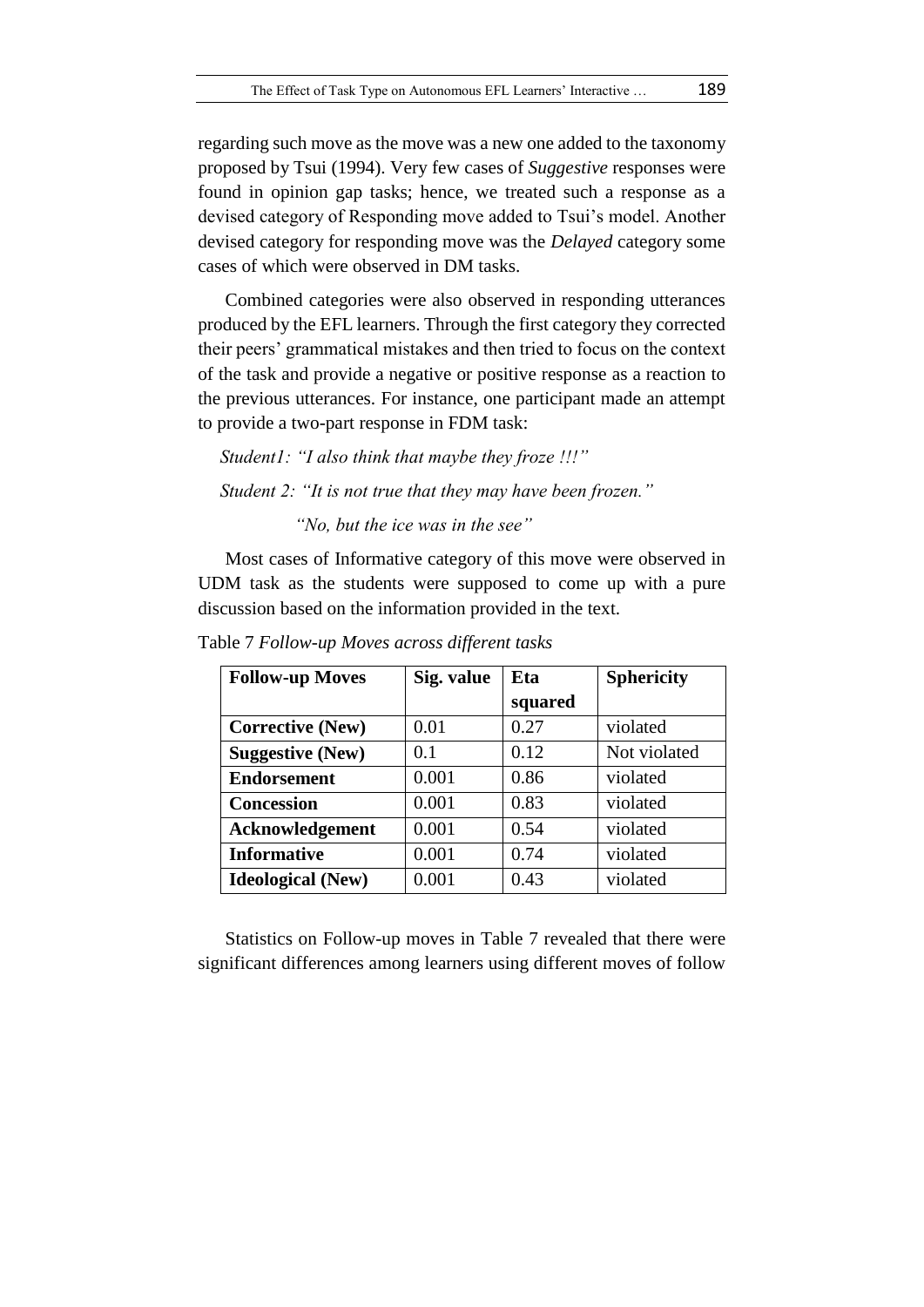regarding such move as the move was a new one added to the taxonomy proposed by Tsui (1994). Very few cases of *Suggestive* responses were found in opinion gap tasks; hence, we treated such a response as a devised category of Responding move added to Tsui's model. Another devised category for responding move was the *Delayed* category some cases of which were observed in DM tasks.

Combined categories were also observed in responding utterances produced by the EFL learners. Through the first category they corrected their peers' grammatical mistakes and then tried to focus on the context of the task and provide a negative or positive response as a reaction to the previous utterances. For instance, one participant made an attempt to provide a two-part response in FDM task:

*Student1: "I also think that maybe they froze !!!"*

*Student 2: "It is not true that they may have been frozen."*

*"No, but the ice was in the see"*

Most cases of Informative category of this move were observed in UDM task as the students were supposed to come up with a pure discussion based on the information provided in the text.

Table 7 *Follow-up Moves across different tasks*

| Follow-up Moves | Sig. value | Eta squared | Sphericity |
|---|---|---|---|
| **Corrective (New)** | 0.01 | 0.27 | violated |
| **Suggestive (New)** | 0.1 | 0.12 | Not violated |
| **Endorsement** | 0.001 | 0.86 | violated |
| **Concession** | 0.001 | 0.83 | violated |
| **Acknowledgement** | 0.001 | 0.54 | violated |
| **Informative** | 0.001 | 0.74 | violated |
| **Ideological (New)** | 0.001 | 0.43 | violated |

Statistics on Follow-up moves in Table 7 revealed that there were significant differences among learners using different moves of follow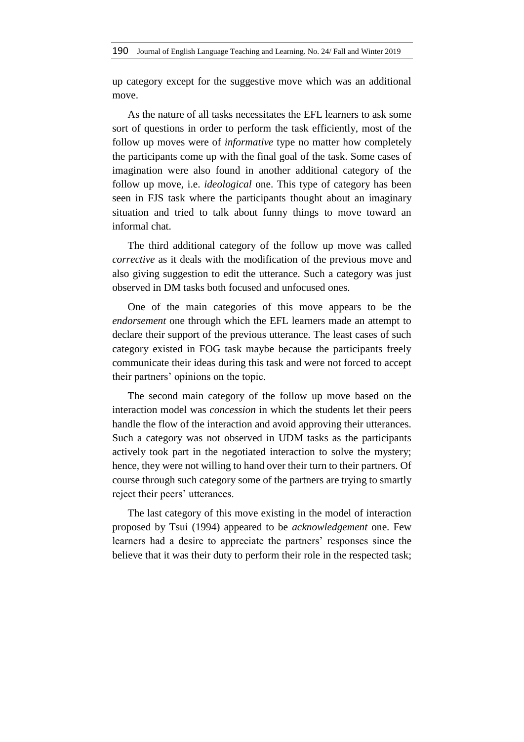up category except for the suggestive move which was an additional move.

As the nature of all tasks necessitates the EFL learners to ask some sort of questions in order to perform the task efficiently, most of the follow up moves were of *informative* type no matter how completely the participants come up with the final goal of the task. Some cases of imagination were also found in another additional category of the follow up move, i.e. *ideological* one. This type of category has been seen in FJS task where the participants thought about an imaginary situation and tried to talk about funny things to move toward an informal chat.

The third additional category of the follow up move was called *corrective* as it deals with the modification of the previous move and also giving suggestion to edit the utterance. Such a category was just observed in DM tasks both focused and unfocused ones.

One of the main categories of this move appears to be the *endorsement* one through which the EFL learners made an attempt to declare their support of the previous utterance. The least cases of such category existed in FOG task maybe because the participants freely communicate their ideas during this task and were not forced to accept their partners' opinions on the topic.

The second main category of the follow up move based on the interaction model was *concession* in which the students let their peers handle the flow of the interaction and avoid approving their utterances. Such a category was not observed in UDM tasks as the participants actively took part in the negotiated interaction to solve the mystery; hence, they were not willing to hand over their turn to their partners. Of course through such category some of the partners are trying to smartly reject their peers' utterances.

The last category of this move existing in the model of interaction proposed by Tsui (1994) appeared to be *acknowledgement* one. Few learners had a desire to appreciate the partners' responses since the believe that it was their duty to perform their role in the respected task;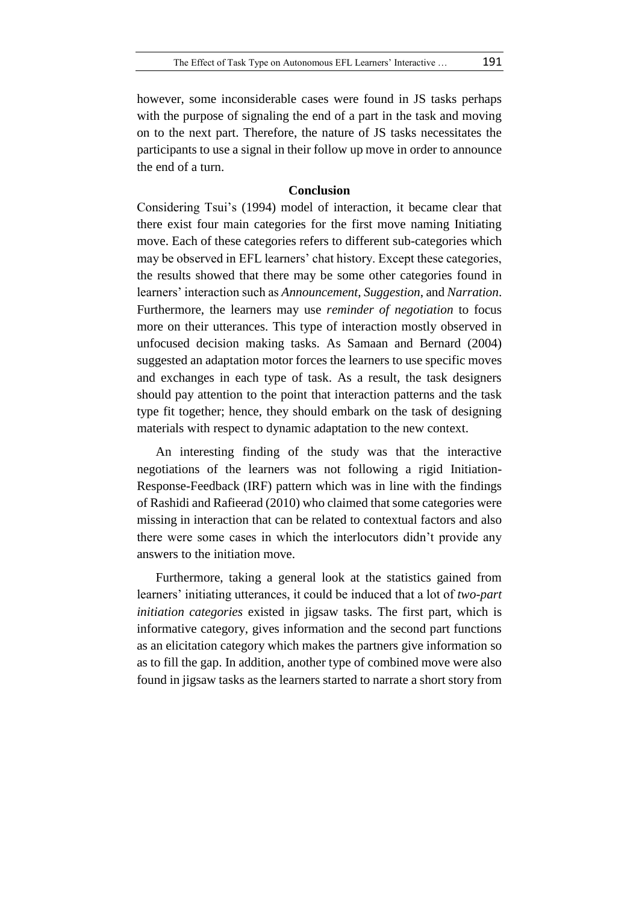however, some inconsiderable cases were found in JS tasks perhaps with the purpose of signaling the end of a part in the task and moving on to the next part. Therefore, the nature of JS tasks necessitates the participants to use a signal in their follow up move in order to announce the end of a turn.

## Conclusion

Considering Tsui's (1994) model of interaction, it became clear that there exist four main categories for the first move naming Initiating move. Each of these categories refers to different sub-categories which may be observed in EFL learners' chat history. Except these categories, the results showed that there may be some other categories found in learners' interaction such as *Announcement*, *Suggestion*, and *Narration*. Furthermore, the learners may use *reminder of negotiation* to focus more on their utterances. This type of interaction mostly observed in unfocused decision making tasks. As Samaan and Bernard (2004) suggested an adaptation motor forces the learners to use specific moves and exchanges in each type of task. As a result, the task designers should pay attention to the point that interaction patterns and the task type fit together; hence, they should embark on the task of designing materials with respect to dynamic adaptation to the new context.

An interesting finding of the study was that the interactive negotiations of the learners was not following a rigid Initiation-Response-Feedback (IRF) pattern which was in line with the findings of Rashidi and Rafieerad (2010) who claimed that some categories were missing in interaction that can be related to contextual factors and also there were some cases in which the interlocutors didn't provide any answers to the initiation move.

Furthermore, taking a general look at the statistics gained from learners' initiating utterances, it could be induced that a lot of *two-part initiation categories* existed in jigsaw tasks. The first part, which is informative category, gives information and the second part functions as an elicitation category which makes the partners give information so as to fill the gap. In addition, another type of combined move were also found in jigsaw tasks as the learners started to narrate a short story from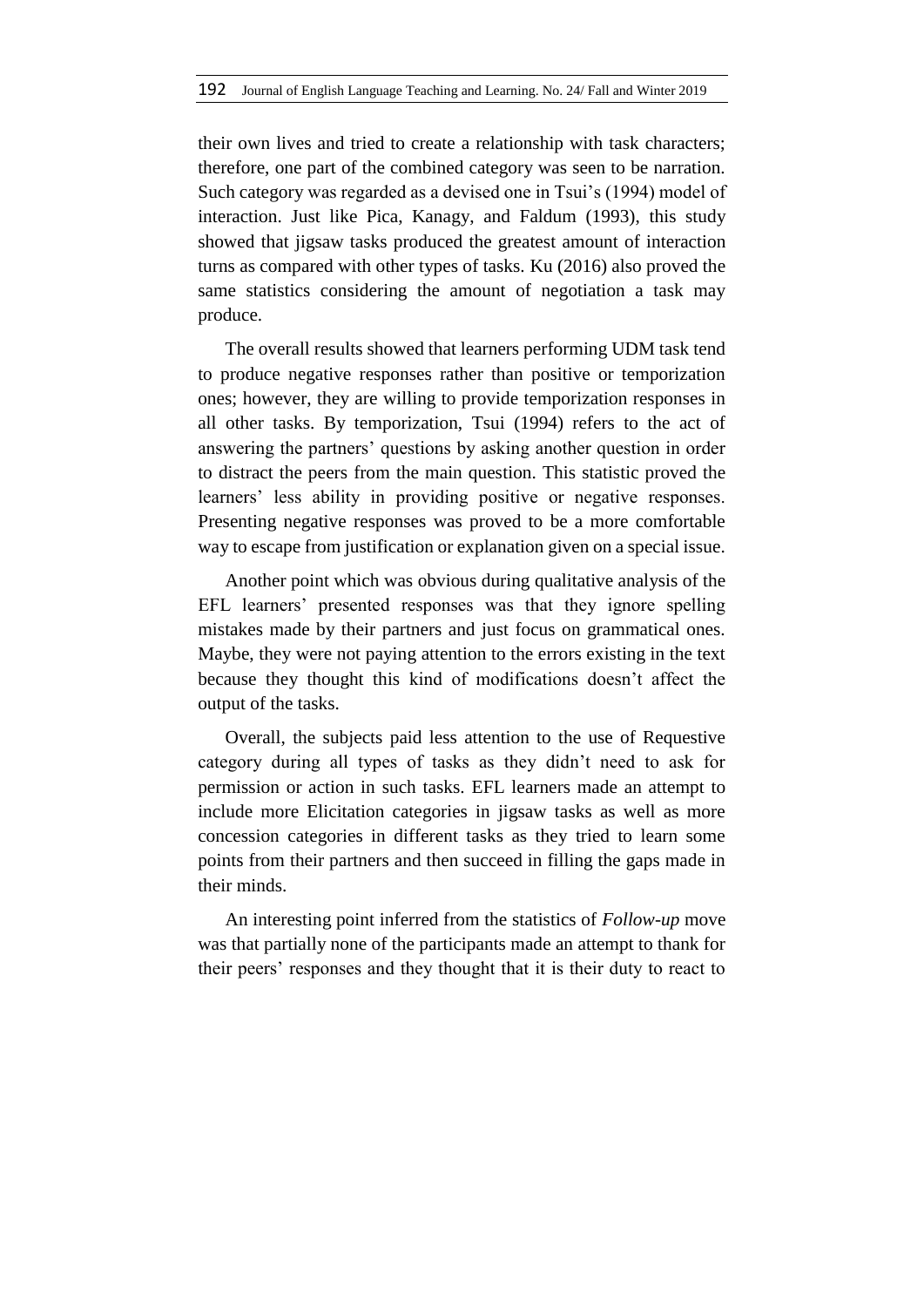their own lives and tried to create a relationship with task characters; therefore, one part of the combined category was seen to be narration. Such category was regarded as a devised one in Tsui's (1994) model of interaction. Just like Pica, Kanagy, and Faldum (1993), this study showed that jigsaw tasks produced the greatest amount of interaction turns as compared with other types of tasks. Ku (2016) also proved the same statistics considering the amount of negotiation a task may produce.

The overall results showed that learners performing UDM task tend to produce negative responses rather than positive or temporization ones; however, they are willing to provide temporization responses in all other tasks. By temporization, Tsui (1994) refers to the act of answering the partners' questions by asking another question in order to distract the peers from the main question. This statistic proved the learners' less ability in providing positive or negative responses. Presenting negative responses was proved to be a more comfortable way to escape from justification or explanation given on a special issue.

Another point which was obvious during qualitative analysis of the EFL learners' presented responses was that they ignore spelling mistakes made by their partners and just focus on grammatical ones. Maybe, they were not paying attention to the errors existing in the text because they thought this kind of modifications doesn't affect the output of the tasks.

Overall, the subjects paid less attention to the use of Requestive category during all types of tasks as they didn't need to ask for permission or action in such tasks. EFL learners made an attempt to include more Elicitation categories in jigsaw tasks as well as more concession categories in different tasks as they tried to learn some points from their partners and then succeed in filling the gaps made in their minds.

An interesting point inferred from the statistics of *Follow-up* move was that partially none of the participants made an attempt to thank for their peers' responses and they thought that it is their duty to react to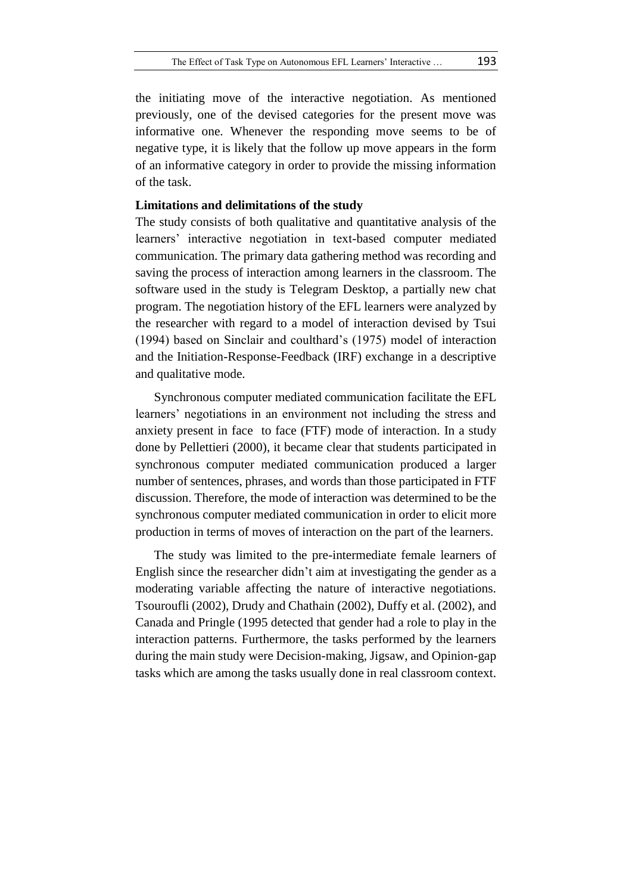the initiating move of the interactive negotiation. As mentioned previously, one of the devised categories for the present move was informative one. Whenever the responding move seems to be of negative type, it is likely that the follow up move appears in the form of an informative category in order to provide the missing information of the task.

**Limitations and delimitations of the study**

The study consists of both qualitative and quantitative analysis of the learners' interactive negotiation in text-based computer mediated communication. The primary data gathering method was recording and saving the process of interaction among learners in the classroom. The software used in the study is Telegram Desktop, a partially new chat program. The negotiation history of the EFL learners were analyzed by the researcher with regard to a model of interaction devised by Tsui (1994) based on Sinclair and coulthard's (1975) model of interaction and the Initiation-Response-Feedback (IRF) exchange in a descriptive and qualitative mode.

Synchronous computer mediated communication facilitate the EFL learners' negotiations in an environment not including the stress and anxiety present in face to face (FTF) mode of interaction. In a study done by Pellettieri (2000), it became clear that students participated in synchronous computer mediated communication produced a larger number of sentences, phrases, and words than those participated in FTF discussion. Therefore, the mode of interaction was determined to be the synchronous computer mediated communication in order to elicit more production in terms of moves of interaction on the part of the learners.

The study was limited to the pre-intermediate female learners of English since the researcher didn't aim at investigating the gender as a moderating variable affecting the nature of interactive negotiations. Tsouroufli (2002), Drudy and Chathain (2002), Duffy et al. (2002), and Canada and Pringle (1995 detected that gender had a role to play in the interaction patterns. Furthermore, the tasks performed by the learners during the main study were Decision-making, Jigsaw, and Opinion-gap tasks which are among the tasks usually done in real classroom context.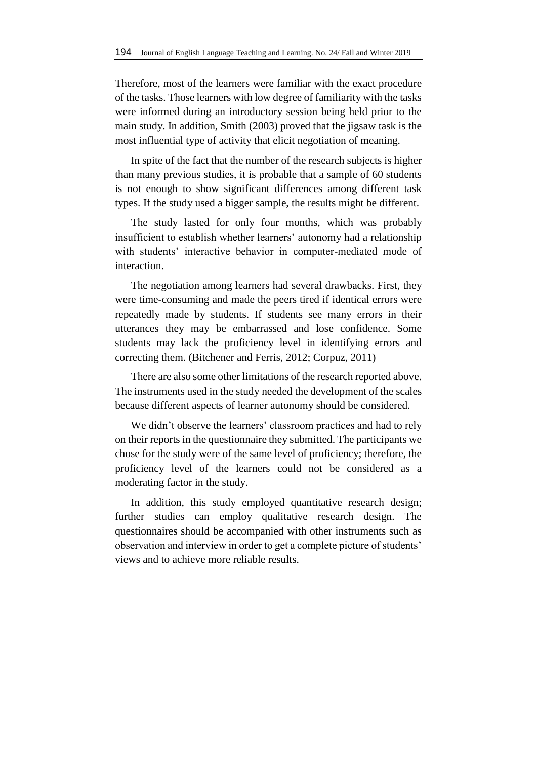Therefore, most of the learners were familiar with the exact procedure of the tasks. Those learners with low degree of familiarity with the tasks were informed during an introductory session being held prior to the main study. In addition, Smith (2003) proved that the jigsaw task is the most influential type of activity that elicit negotiation of meaning.

In spite of the fact that the number of the research subjects is higher than many previous studies, it is probable that a sample of 60 students is not enough to show significant differences among different task types. If the study used a bigger sample, the results might be different.

The study lasted for only four months, which was probably insufficient to establish whether learners' autonomy had a relationship with students' interactive behavior in computer-mediated mode of interaction.

The negotiation among learners had several drawbacks. First, they were time-consuming and made the peers tired if identical errors were repeatedly made by students. If students see many errors in their utterances they may be embarrassed and lose confidence. Some students may lack the proficiency level in identifying errors and correcting them. (Bitchener and Ferris, 2012; Corpuz, 2011)

There are also some other limitations of the research reported above. The instruments used in the study needed the development of the scales because different aspects of learner autonomy should be considered.

We didn't observe the learners' classroom practices and had to rely on their reports in the questionnaire they submitted. The participants we chose for the study were of the same level of proficiency; therefore, the proficiency level of the learners could not be considered as a moderating factor in the study.

In addition, this study employed quantitative research design; further studies can employ qualitative research design. The questionnaires should be accompanied with other instruments such as observation and interview in order to get a complete picture of students' views and to achieve more reliable results.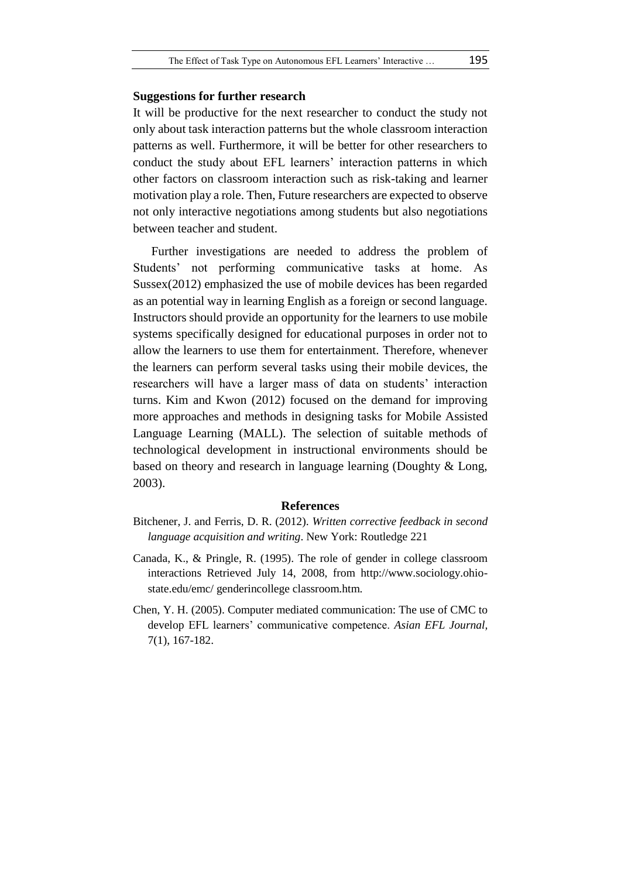### Suggestions for further research

It will be productive for the next researcher to conduct the study not only about task interaction patterns but the whole classroom interaction patterns as well. Furthermore, it will be better for other researchers to conduct the study about EFL learners' interaction patterns in which other factors on classroom interaction such as risk-taking and learner motivation play a role. Then, Future researchers are expected to observe not only interactive negotiations among students but also negotiations between teacher and student.

Further investigations are needed to address the problem of Students' not performing communicative tasks at home. As Sussex(2012) emphasized the use of mobile devices has been regarded as an potential way in learning English as a foreign or second language. Instructors should provide an opportunity for the learners to use mobile systems specifically designed for educational purposes in order not to allow the learners to use them for entertainment. Therefore, whenever the learners can perform several tasks using their mobile devices, the researchers will have a larger mass of data on students' interaction turns. Kim and Kwon (2012) focused on the demand for improving more approaches and methods in designing tasks for Mobile Assisted Language Learning (MALL). The selection of suitable methods of technological development in instructional environments should be based on theory and research in language learning (Doughty & Long, 2003).

## References

Bitchener, J. and Ferris, D. R. (2012). *Written corrective feedback in second language acquisition and writing*. New York: Routledge 221

Canada, K., & Pringle, R. (1995). The role of gender in college classroom interactions Retrieved July 14, 2008, from http://www.sociology.ohio-state.edu/emc/ genderincollege classroom.htm.

Chen, Y. H. (2005). Computer mediated communication: The use of CMC to develop EFL learners' communicative competence. *Asian EFL Journal,* 7(1), 167-182.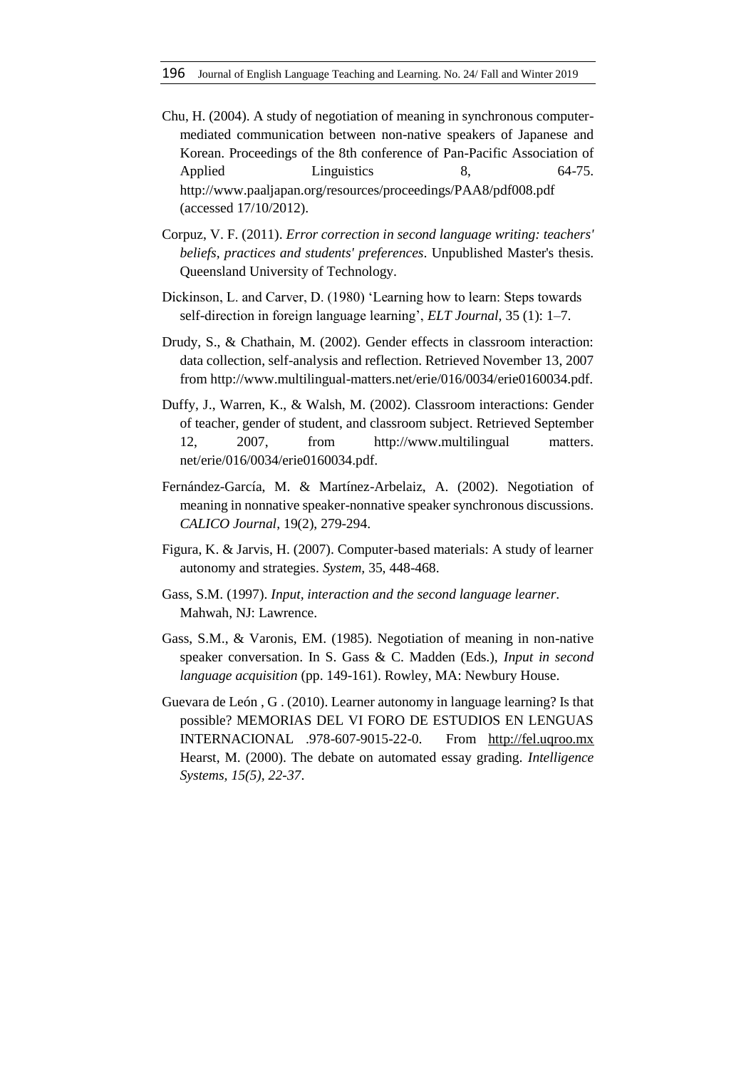Chu, H. (2004). A study of negotiation of meaning in synchronous computer-mediated communication between non-native speakers of Japanese and Korean. Proceedings of the 8th conference of Pan-Pacific Association of Applied Linguistics 8, 64-75. http://www.paaljapan.org/resources/proceedings/PAA8/pdf008.pdf (accessed 17/10/2012).

Corpuz, V. F. (2011). *Error correction in second language writing: teachers' beliefs, practices and students' preferences*. Unpublished Master's thesis. Queensland University of Technology.

Dickinson, L. and Carver, D. (1980) 'Learning how to learn: Steps towards self-direction in foreign language learning', *ELT Journal*, 35 (1): 1–7.

Drudy, S., & Chathain, M. (2002). Gender effects in classroom interaction: data collection, self-analysis and reflection. Retrieved November 13, 2007 from http://www.multilingual-matters.net/erie/016/0034/erie0160034.pdf.

Duffy, J., Warren, K., & Walsh, M. (2002). Classroom interactions: Gender of teacher, gender of student, and classroom subject. Retrieved September 12, 2007, from http://www.multilingual matters. net/erie/016/0034/erie0160034.pdf.

Fernández-García, M. & Martínez-Arbelaiz, A. (2002). Negotiation of meaning in nonnative speaker-nonnative speaker synchronous discussions. *CALICO Journal*, 19(2), 279-294.

Figura, K. & Jarvis, H. (2007). Computer-based materials: A study of learner autonomy and strategies. *System*, 35, 448-468.

Gass, S.M. (1997). *Input, interaction and the second language learner*. Mahwah, NJ: Lawrence.

Gass, S.M., & Varonis, EM. (1985). Negotiation of meaning in non-native speaker conversation. In S. Gass & C. Madden (Eds.), *Input in second language acquisition* (pp. 149-161). Rowley, MA: Newbury House.

Guevara de León , G . (2010). Learner autonomy in language learning? Is that possible? MEMORIAS DEL VI FORO DE ESTUDIOS EN LENGUAS INTERNACIONAL .978-607-9015-22-0. From http://fel.uqroo.mx Hearst, M. (2000). The debate on automated essay grading. *Intelligence Systems, 15(5), 22-37*.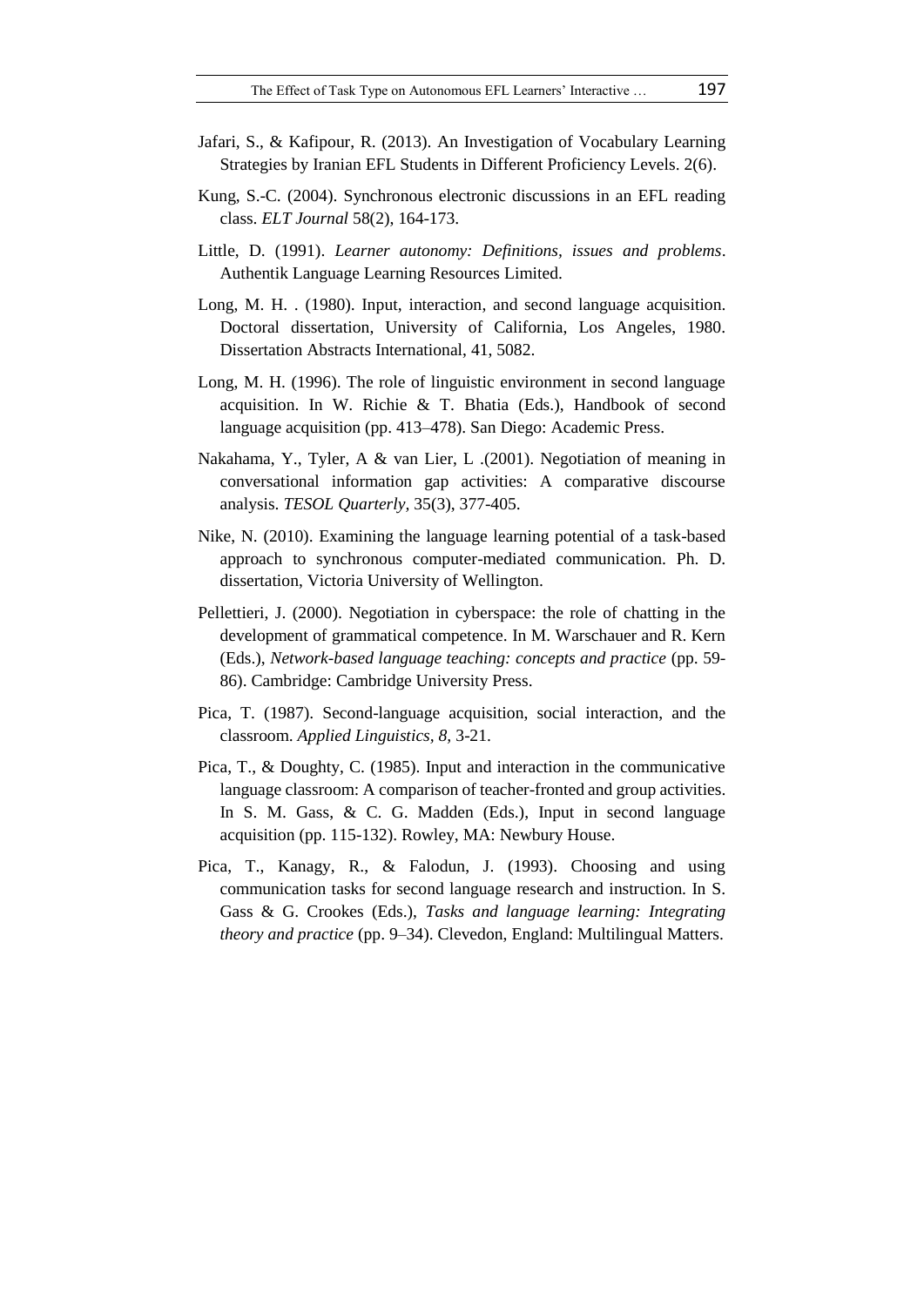Jafari, S., & Kafipour, R. (2013). An Investigation of Vocabulary Learning Strategies by Iranian EFL Students in Different Proficiency Levels. 2(6).

Kung, S.-C. (2004). Synchronous electronic discussions in an EFL reading class. *ELT Journal* 58(2), 164-173.

Little, D. (1991). *Learner autonomy: Definitions, issues and problems*. Authentik Language Learning Resources Limited.

Long, M. H. . (1980). Input, interaction, and second language acquisition. Doctoral dissertation, University of California, Los Angeles, 1980. Dissertation Abstracts International, 41, 5082.

Long, M. H. (1996). The role of linguistic environment in second language acquisition. In W. Richie & T. Bhatia (Eds.), Handbook of second language acquisition (pp. 413–478). San Diego: Academic Press.

Nakahama, Y., Tyler, A & van Lier, L .(2001). Negotiation of meaning in conversational information gap activities: A comparative discourse analysis. *TESOL Quarterly,* 35(3), 377-405.

Nike, N. (2010). Examining the language learning potential of a task-based approach to synchronous computer-mediated communication. Ph. D. dissertation, Victoria University of Wellington.

Pellettieri, J. (2000). Negotiation in cyberspace: the role of chatting in the development of grammatical competence. In M. Warschauer and R. Kern (Eds.), *Network-based language teaching: concepts and practice* (pp. 59-86). Cambridge: Cambridge University Press.

Pica, T. (1987). Second-language acquisition, social interaction, and the classroom. *Applied Linguistics, 8*, 3-21.

Pica, T., & Doughty, C. (1985). Input and interaction in the communicative language classroom: A comparison of teacher-fronted and group activities. In S. M. Gass, & C. G. Madden (Eds.), Input in second language acquisition (pp. 115-132). Rowley, MA: Newbury House.

Pica, T., Kanagy, R., & Falodun, J. (1993). Choosing and using communication tasks for second language research and instruction. In S. Gass & G. Crookes (Eds.), *Tasks and language learning: Integrating theory and practice* (pp. 9–34). Clevedon, England: Multilingual Matters.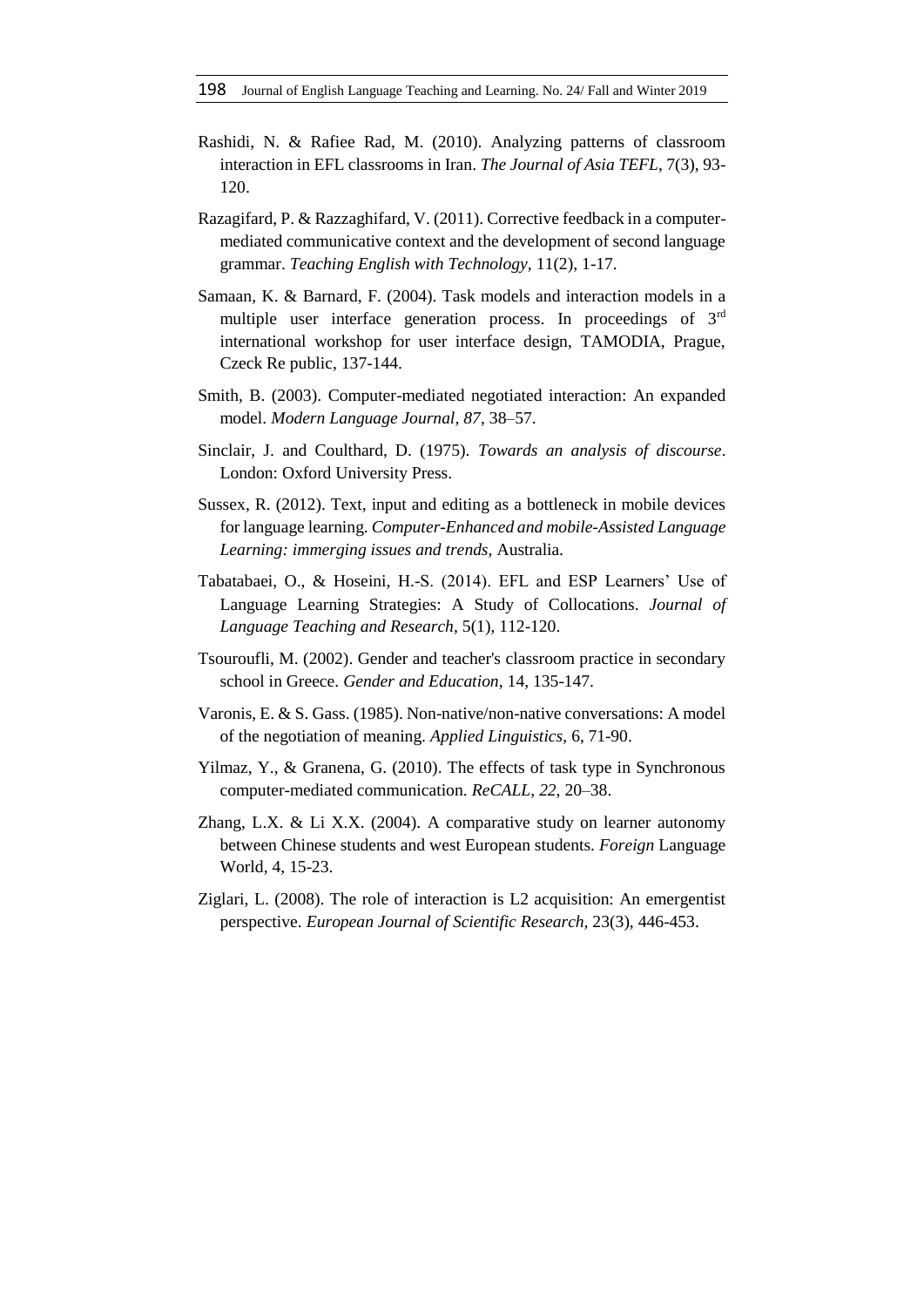Rashidi, N. & Rafiee Rad, M. (2010). Analyzing patterns of classroom interaction in EFL classrooms in Iran. *The Journal of Asia TEFL*, 7(3), 93-120.

Razagifard, P. & Razzaghifard, V. (2011). Corrective feedback in a computer-mediated communicative context and the development of second language grammar. *Teaching English with Technology*, 11(2), 1-17.

Samaan, K. & Barnard, F. (2004). Task models and interaction models in a multiple user interface generation process. In proceedings of 3rd international workshop for user interface design, TAMODIA, Prague, Czeck Re public, 137-144.

Smith, B. (2003). Computer-mediated negotiated interaction: An expanded model. *Modern Language Journal, 87*, 38–57.

Sinclair, J. and Coulthard, D. (1975). *Towards an analysis of discourse*. London: Oxford University Press.

Sussex, R. (2012). Text, input and editing as a bottleneck in mobile devices for language learning. *Computer-Enhanced and mobile-Assisted Language Learning: immerging issues and trends*, Australia.

Tabatabaei, O., & Hoseini, H.-S. (2014). EFL and ESP Learners' Use of Language Learning Strategies: A Study of Collocations. *Journal of Language Teaching and Research*, 5(1), 112-120.

Tsouroufli, M. (2002). Gender and teacher's classroom practice in secondary school in Greece. *Gender and Education*, 14, 135-147.

Varonis, E. & S. Gass. (1985). Non-native/non-native conversations: A model of the negotiation of meaning. *Applied Linguistics*, 6, 71-90.

Yilmaz, Y., & Granena, G. (2010). The effects of task type in Synchronous computer-mediated communication. *ReCALL*, *22*, 20–38.

Zhang, L.X. & Li X.X. (2004). A comparative study on learner autonomy between Chinese students and west European students. *Foreign* Language World, 4, 15-23.

Ziglari, L. (2008). The role of interaction is L2 acquisition: An emergentist perspective. *European Journal of Scientific Research*, 23(3), 446-453.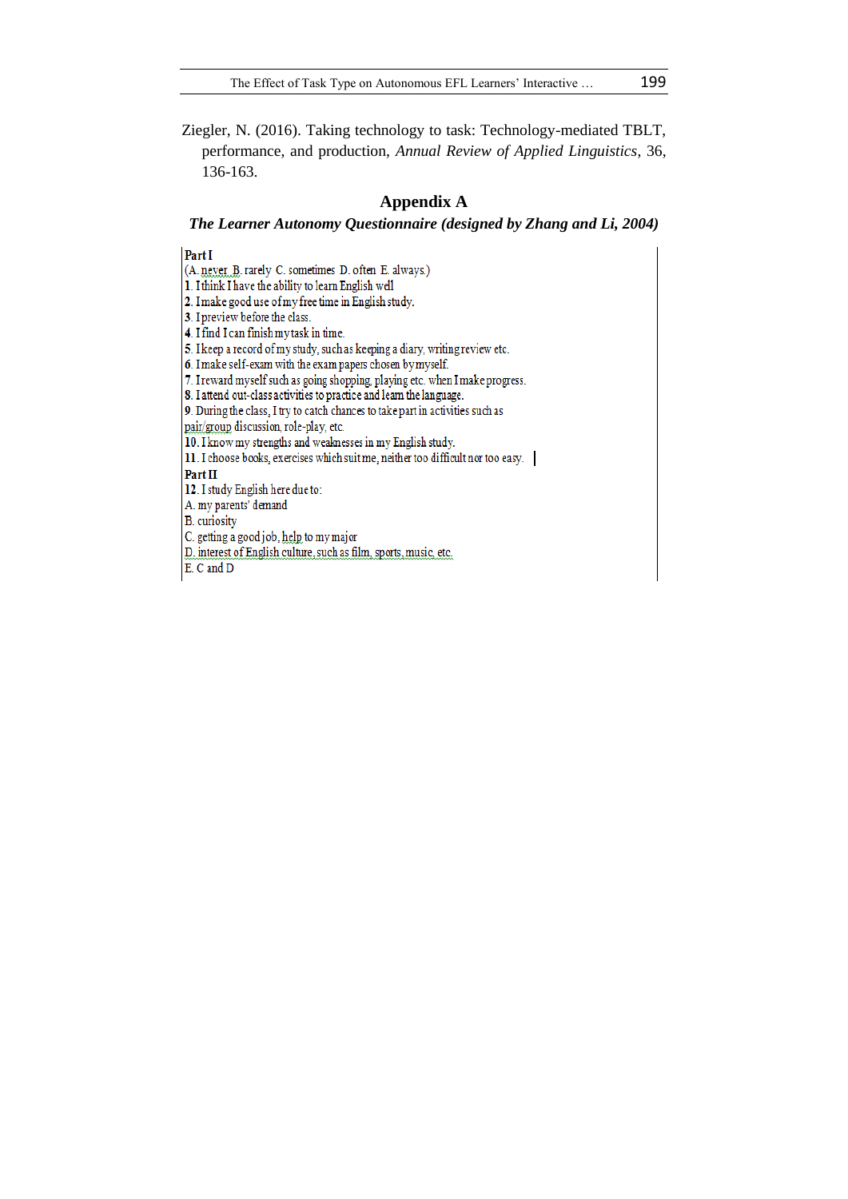Ziegler, N. (2016). Taking technology to task: Technology-mediated TBLT, performance, and production, *Annual Review of Applied Linguistics*, 36, 136-163.

## Appendix A

### *The Learner Autonomy Questionnaire (designed by Zhang and Li, 2004)*

**Part I**

(A. never B. rarely C. sometimes D. often E. always.)

**1**. I think I have the ability to learn English well

**2**. I make good use of my free time in English study.

**3**. I preview before the class.

**4**. I find I can finish my task in time.

**5**. I keep a record of my study, such as keeping a diary, writing review etc.

**6**. I make self-exam with the exam papers chosen by myself.

7. I reward myself such as going shopping, playing etc. when I make progress.

**8. I attend out-class activities to practice and learn the language.**

**9**. During the class, I try to catch chances to take part in activities such as pair/group discussion, role-play, etc.

**10**. I know my strengths and weaknesses in my English study.

**11**. I choose books, exercises which suit me, neither too difficult nor too easy.

**Part II**

**12**. I study English here due to:

A. my parents' demand

B. curiosity

C. getting a good job, help to my major

D. interest of English culture, such as film, sports, music, etc.

E. C and D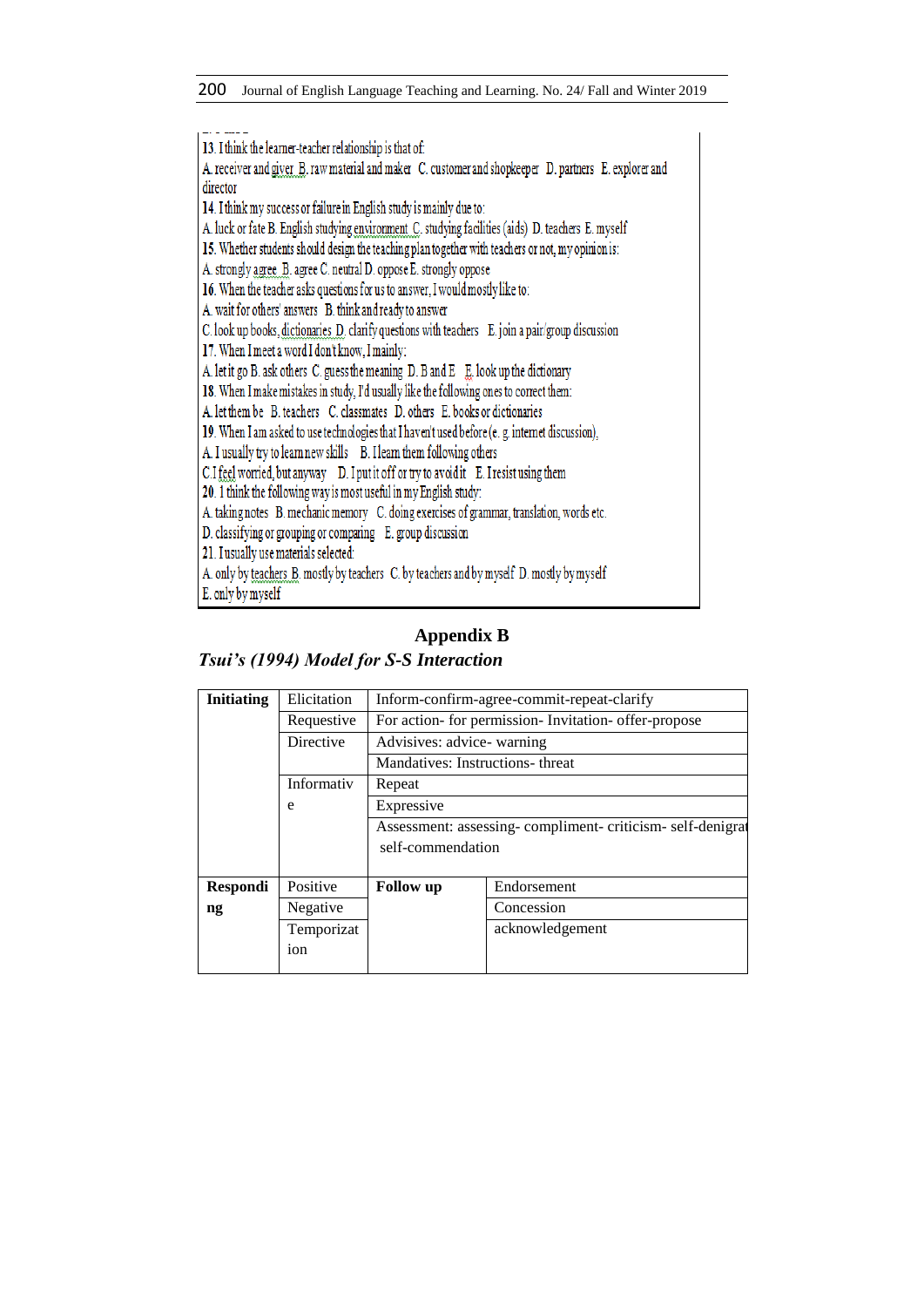13. I think the learner-teacher relationship is that of:
A. receiver and giver B. raw material and maker C. customer and shopkeeper D. partners E. explorer and director
14. I think my success or failure in English study is mainly due to:
A. luck or fate B. English studying environment C. studying facilities (aids) D. teachers E. myself
15. Whether students should design the teaching plan together with teachers or not, my opinion is:
A. strongly agree B. agree C. neutral D. oppose E. strongly oppose
16. When the teacher asks questions for us to answer, I would mostly like to:
A. wait for others' answers B. think and ready to answer
C. look up books, dictionaries D. clarify questions with teachers E. join a pair/group discussion
17. When I meet a word I don't know, I mainly:
A. let it go B. ask others C. guess the meaning D. B and E E. look up the dictionary
18. When I make mistakes in study, I'd usually like the following ones to correct them:
A. let them be B. teachers C. classmates D. others E. books or dictionaries
19. When I am asked to use technologies that I haven't used before (e. g. internet discussion),
A. I usually try to learn new skills B. I learn them following others
C. I feel worried, but anyway D. I put it off or try to avoid it E. I resist using them
20. I think the following way is most useful in my English study:
A. taking notes B. mechanic memory C. doing exercises of grammar, translation, words etc.
D. classifying or grouping or comparing E. group discussion
21. I usually use materials selected:
A. only by teachers B. mostly by teachers C. by teachers and by myself D. mostly by myself
E. only by myself

## Appendix B

### *Tsui's (1994) Model for S-S Interaction*

| | | | |
|---|---|---|---|
| **Initiating** | Elicitation | Inform-confirm-agree-commit-repeat-clarify | |
| | Requestive | For action- for permission- Invitation- offer-propose | |
| | Directive | Advisives: advice- warning | |
| | | Mandatives: Instructions- threat | |
| | Informative | Repeat | |
| | | Expressive | |
| | | Assessment: assessing- compliment- criticism- self-denigrat self-commendation | |
| **Responding** | Positive | **Follow up** | Endorsement |
| | Negative | | Concession |
| | Temporization | | acknowledgement |